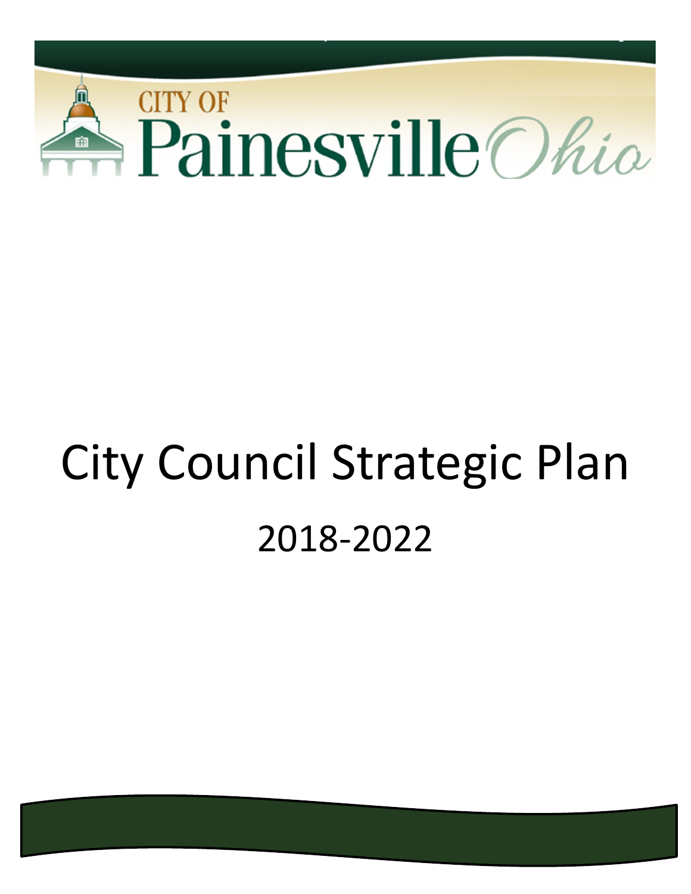CITY OF Painesville Ohio

# City Council Strategic Plan

## 2018-2022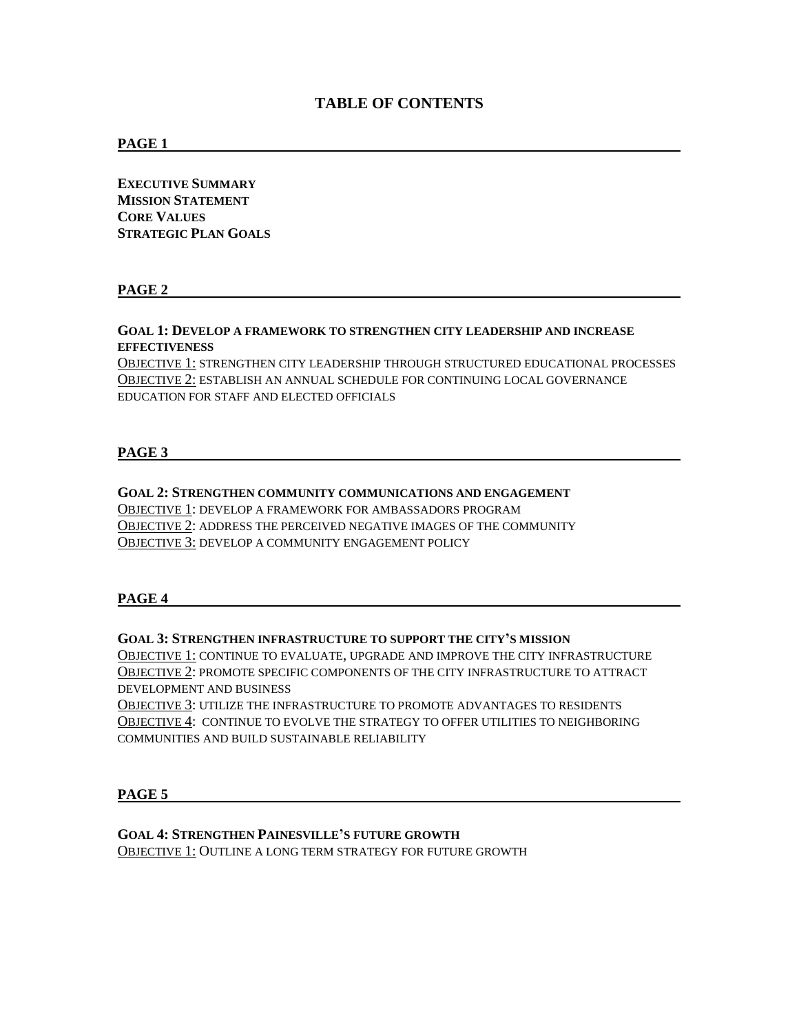# TABLE OF CONTENTS

## PAGE 1

**EXECUTIVE SUMMARY**
**MISSION STATEMENT**
**CORE VALUES**
**STRATEGIC PLAN GOALS**

## PAGE 2

**GOAL 1: DEVELOP A FRAMEWORK TO STRENGTHEN CITY LEADERSHIP AND INCREASE EFFECTIVENESS**

OBJECTIVE 1: STRENGTHEN CITY LEADERSHIP THROUGH STRUCTURED EDUCATIONAL PROCESSES
OBJECTIVE 2: ESTABLISH AN ANNUAL SCHEDULE FOR CONTINUING LOCAL GOVERNANCE EDUCATION FOR STAFF AND ELECTED OFFICIALS

## PAGE 3

**GOAL 2: STRENGTHEN COMMUNITY COMMUNICATIONS AND ENGAGEMENT**

OBJECTIVE 1: DEVELOP A FRAMEWORK FOR AMBASSADORS PROGRAM
OBJECTIVE 2: ADDRESS THE PERCEIVED NEGATIVE IMAGES OF THE COMMUNITY
OBJECTIVE 3: DEVELOP A COMMUNITY ENGAGEMENT POLICY

## PAGE 4

**GOAL 3: STRENGTHEN INFRASTRUCTURE TO SUPPORT THE CITY'S MISSION**

OBJECTIVE 1: CONTINUE TO EVALUATE, UPGRADE AND IMPROVE THE CITY INFRASTRUCTURE
OBJECTIVE 2: PROMOTE SPECIFIC COMPONENTS OF THE CITY INFRASTRUCTURE TO ATTRACT DEVELOPMENT AND BUSINESS
OBJECTIVE 3: UTILIZE THE INFRASTRUCTURE TO PROMOTE ADVANTAGES TO RESIDENTS
OBJECTIVE 4: CONTINUE TO EVOLVE THE STRATEGY TO OFFER UTILITIES TO NEIGHBORING COMMUNITIES AND BUILD SUSTAINABLE RELIABILITY

## PAGE 5

**GOAL 4: STRENGTHEN PAINESVILLE'S FUTURE GROWTH**

OBJECTIVE 1: OUTLINE A LONG TERM STRATEGY FOR FUTURE GROWTH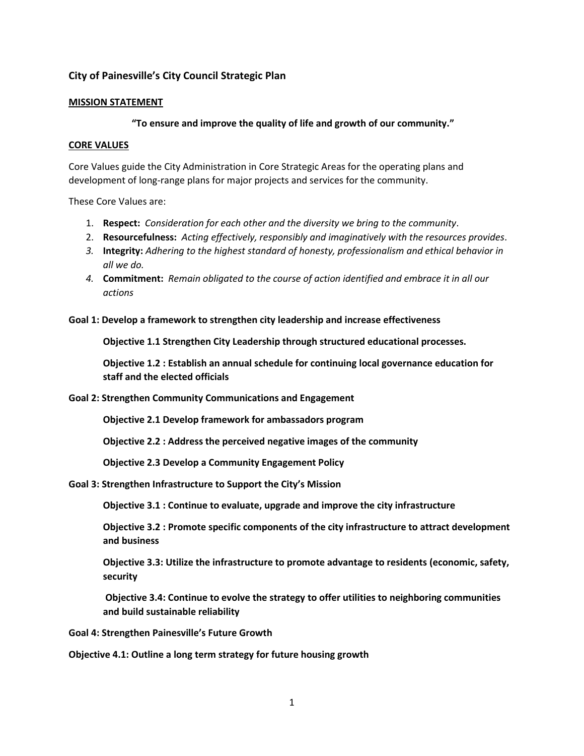## City of Painesville's City Council Strategic Plan

### MISSION STATEMENT

**"To ensure and improve the quality of life and growth of our community."**

### CORE VALUES

Core Values guide the City Administration in Core Strategic Areas for the operating plans and development of long-range plans for major projects and services for the community.

These Core Values are:

1. **Respect:** *Consideration for each other and the diversity we bring to the community*.
2. **Resourcefulness:** *Acting effectively, responsibly and imaginatively with the resources provides*.
3. **Integrity:** *Adhering to the highest standard of honesty, professionalism and ethical behavior in all we do.*
4. **Commitment:** *Remain obligated to the course of action identified and embrace it in all our actions*

**Goal 1: Develop a framework to strengthen city leadership and increase effectiveness**

> **Objective 1.1 Strengthen City Leadership through structured educational processes.**
>
> **Objective 1.2 : Establish an annual schedule for continuing local governance education for staff and the elected officials**

**Goal 2: Strengthen Community Communications and Engagement**

> **Objective 2.1 Develop framework for ambassadors program**
>
> **Objective 2.2 : Address the perceived negative images of the community**
>
> **Objective 2.3 Develop a Community Engagement Policy**

**Goal 3: Strengthen Infrastructure to Support the City's Mission**

> **Objective 3.1 : Continue to evaluate, upgrade and improve the city infrastructure**
>
> **Objective 3.2 : Promote specific components of the city infrastructure to attract development and business**
>
> **Objective 3.3: Utilize the infrastructure to promote advantage to residents (economic, safety, security**
>
> **Objective 3.4: Continue to evolve the strategy to offer utilities to neighboring communities and build sustainable reliability**

**Goal 4: Strengthen Painesville's Future Growth**

**Objective 4.1: Outline a long term strategy for future housing growth**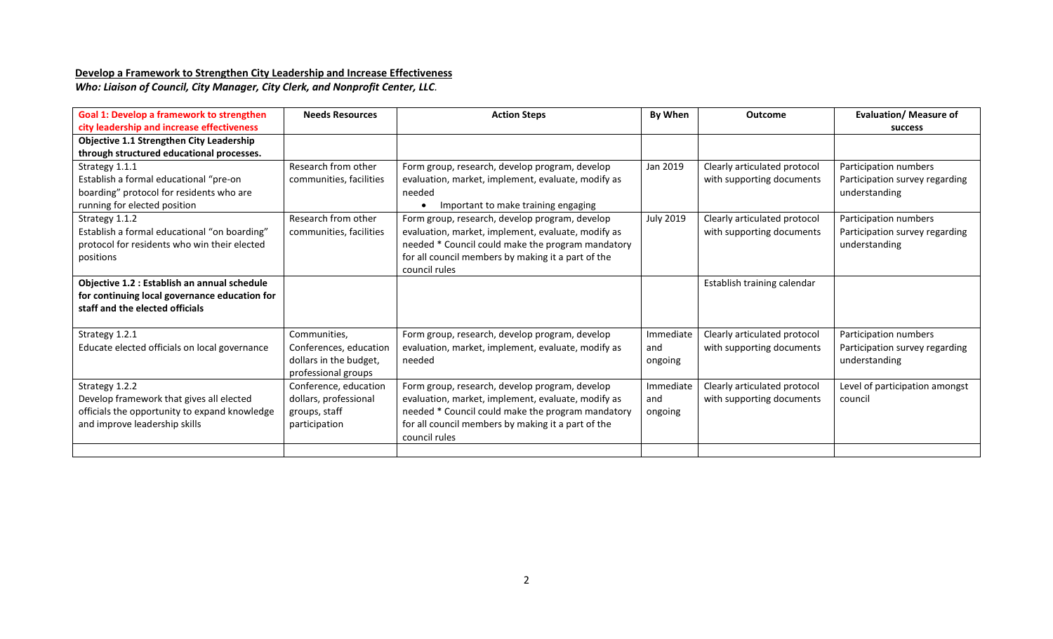**<u>Develop a Framework to Strengthen City Leadership and Increase Effectiveness</u>**

***Who: Liaison of Council, City Manager, City Clerk, and Nonprofit Center, LLC*.**

| **Goal 1: Develop a framework to strengthen city leadership and increase effectiveness** | **Needs Resources** | **Action Steps** | **By When** | **Outcome** | **Evaluation/ Measure of success** |
|---|---|---|---|---|---|
| **Objective 1.1 Strengthen City Leadership through structured educational processes.** | | | | | |
| Strategy 1.1.1<br>Establish a formal educational "pre-on boarding" protocol for residents who are running for elected position | Research from other communities, facilities | Form group, research, develop program, develop evaluation, market, implement, evaluate, modify as needed<br>• Important to make training engaging | Jan 2019 | Clearly articulated protocol with supporting documents | Participation numbers<br>Participation survey regarding understanding |
| Strategy 1.1.2<br>Establish a formal educational "on boarding" protocol for residents who win their elected positions | Research from other communities, facilities | Form group, research, develop program, develop evaluation, market, implement, evaluate, modify as needed * Council could make the program mandatory for all council members by making it a part of the council rules | July 2019 | Clearly articulated protocol with supporting documents | Participation numbers<br>Participation survey regarding understanding |
| **Objective 1.2 : Establish an annual schedule for continuing local governance education for staff and the elected officials** | | | | Establish training calendar | |
| Strategy 1.2.1<br>Educate elected officials on local governance | Communities, Conferences, education dollars in the budget, professional groups | Form group, research, develop program, develop evaluation, market, implement, evaluate, modify as needed | Immediate and ongoing | Clearly articulated protocol with supporting documents | Participation numbers<br>Participation survey regarding understanding |
| Strategy 1.2.2<br>Develop framework that gives all elected officials the opportunity to expand knowledge and improve leadership skills | Conference, education dollars, professional groups, staff participation | Form group, research, develop program, develop evaluation, market, implement, evaluate, modify as needed * Council could make the program mandatory for all council members by making it a part of the council rules | Immediate and ongoing | Clearly articulated protocol with supporting documents | Level of participation amongst council |
| | | | | | |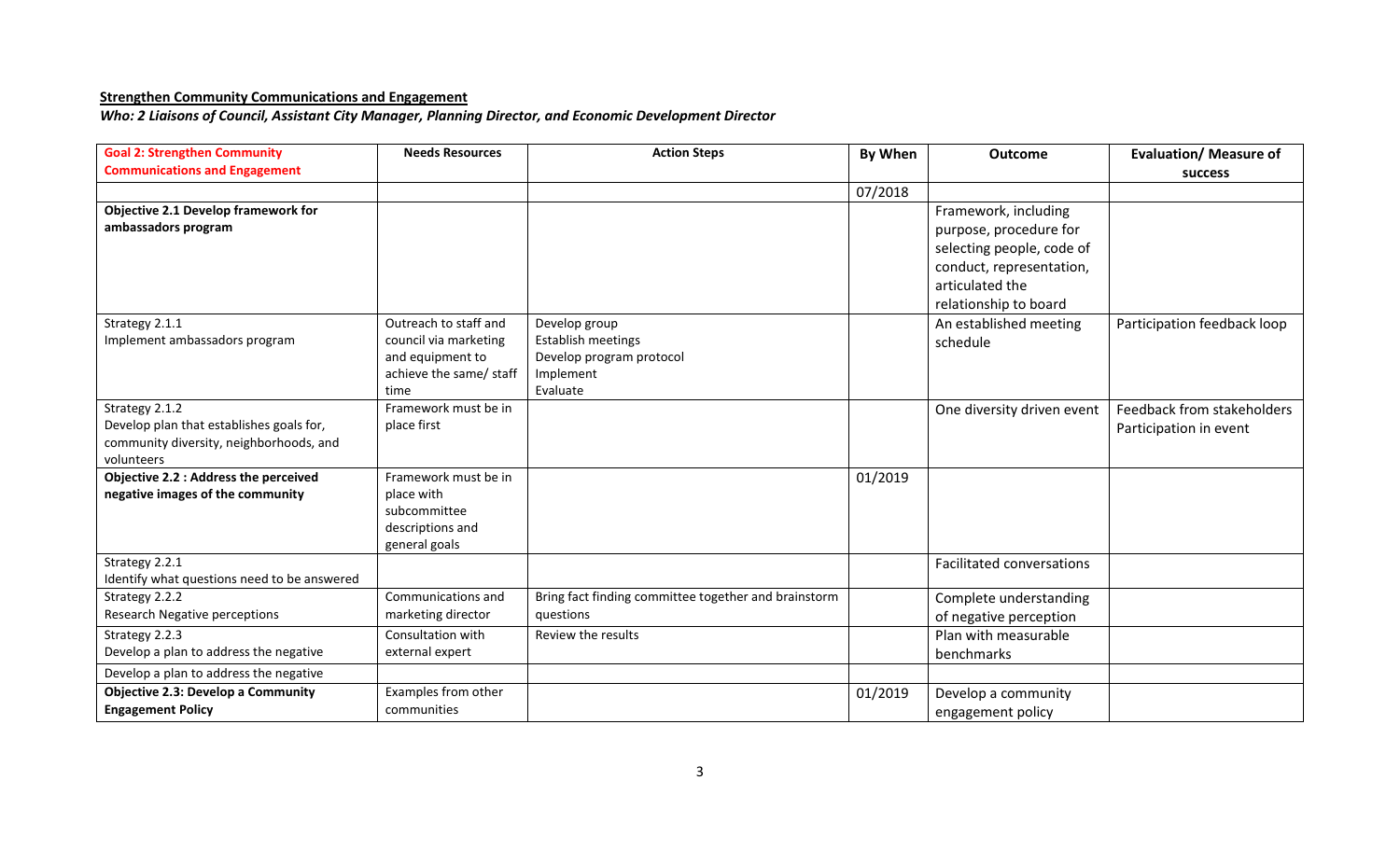**Strengthen Community Communications and Engagement**

***Who: 2 Liaisons of Council, Assistant City Manager, Planning Director, and Economic Development Director***

| **Goal 2: Strengthen Community Communications and Engagement** | **Needs Resources** | **Action Steps** | **By When** | **Outcome** | **Evaluation/ Measure of success** |
|---|---|---|---|---|---|
| | | | 07/2018 | | |
| **Objective 2.1 Develop framework for ambassadors program** | | | | Framework, including purpose, procedure for selecting people, code of conduct, representation, articulated the relationship to board | |
| Strategy 2.1.1<br>Implement ambassadors program | Outreach to staff and council via marketing and equipment to achieve the same/ staff time | Develop group<br>Establish meetings<br>Develop program protocol<br>Implement<br>Evaluate | | An established meeting schedule | Participation feedback loop |
| Strategy 2.1.2<br>Develop plan that establishes goals for, community diversity, neighborhoods, and volunteers | Framework must be in place first | | | One diversity driven event | Feedback from stakeholders<br>Participation in event |
| **Objective 2.2 : Address the perceived negative images of the community** | Framework must be in place with subcommittee descriptions and general goals | | 01/2019 | | |
| Strategy 2.2.1<br>Identify what questions need to be answered | | | | Facilitated conversations | |
| Strategy 2.2.2<br>Research Negative perceptions | Communications and marketing director | Bring fact finding committee together and brainstorm questions | | Complete understanding of negative perception | |
| Strategy 2.2.3<br>Develop a plan to address the negative | Consultation with external expert | Review the results | | Plan with measurable benchmarks | |
| Develop a plan to address the negative | | | | | |
| **Objective 2.3: Develop a Community Engagement Policy** | Examples from other communities | | 01/2019 | Develop a community engagement policy | |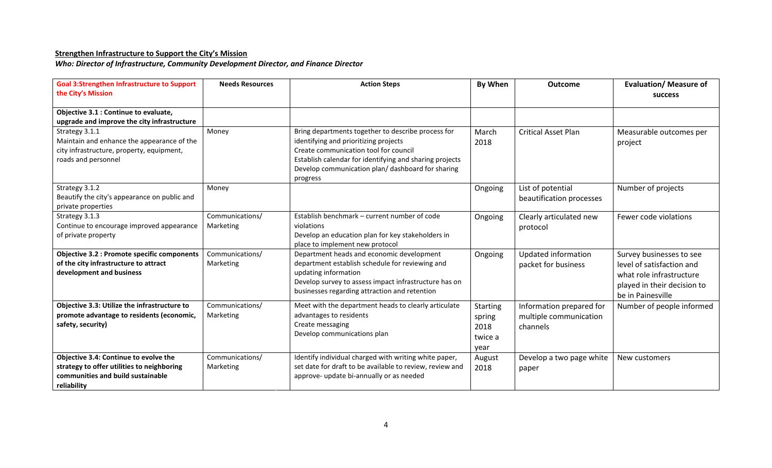**Strengthen Infrastructure to Support the City's Mission**

***Who: Director of Infrastructure, Community Development Director, and Finance Director***

| **Goal 3:Strengthen Infrastructure to Support the City's Mission** | **Needs Resources** | **Action Steps** | **By When** | **Outcome** | **Evaluation/ Measure of success** |
|---|---|---|---|---|---|
| **Objective 3.1 : Continue to evaluate, upgrade and improve the city infrastructure** | | | | | |
| Strategy 3.1.1<br>Maintain and enhance the appearance of the city infrastructure, property, equipment, roads and personnel | Money | Bring departments together to describe process for identifying and prioritizing projects<br>Create communication tool for council<br>Establish calendar for identifying and sharing projects<br>Develop communication plan/ dashboard for sharing progress | March 2018 | Critical Asset Plan | Measurable outcomes per project |
| Strategy 3.1.2<br>Beautify the city's appearance on public and private properties | Money | | Ongoing | List of potential beautification processes | Number of projects |
| Strategy 3.1.3<br>Continue to encourage improved appearance of private property | Communications/ Marketing | Establish benchmark – current number of code violations<br>Develop an education plan for key stakeholders in place to implement new protocol | Ongoing | Clearly articulated new protocol | Fewer code violations |
| **Objective 3.2 : Promote specific components of the city infrastructure to attract development and business** | Communications/ Marketing | Department heads and economic development department establish schedule for reviewing and updating information<br>Develop survey to assess impact infrastructure has on businesses regarding attraction and retention | Ongoing | Updated information packet for business | Survey businesses to see level of satisfaction and what role infrastructure played in their decision to be in Painesville |
| **Objective 3.3: Utilize the infrastructure to promote advantage to residents (economic, safety, security)** | Communications/ Marketing | Meet with the department heads to clearly articulate advantages to residents<br>Create messaging<br>Develop communications plan | Starting spring 2018 twice a year | Information prepared for multiple communication channels | Number of people informed |
| **Objective 3.4: Continue to evolve the strategy to offer utilities to neighboring communities and build sustainable reliability** | Communications/ Marketing | Identify individual charged with writing white paper, set date for draft to be available to review, review and approve- update bi-annually or as needed | August 2018 | Develop a two page white paper | New customers |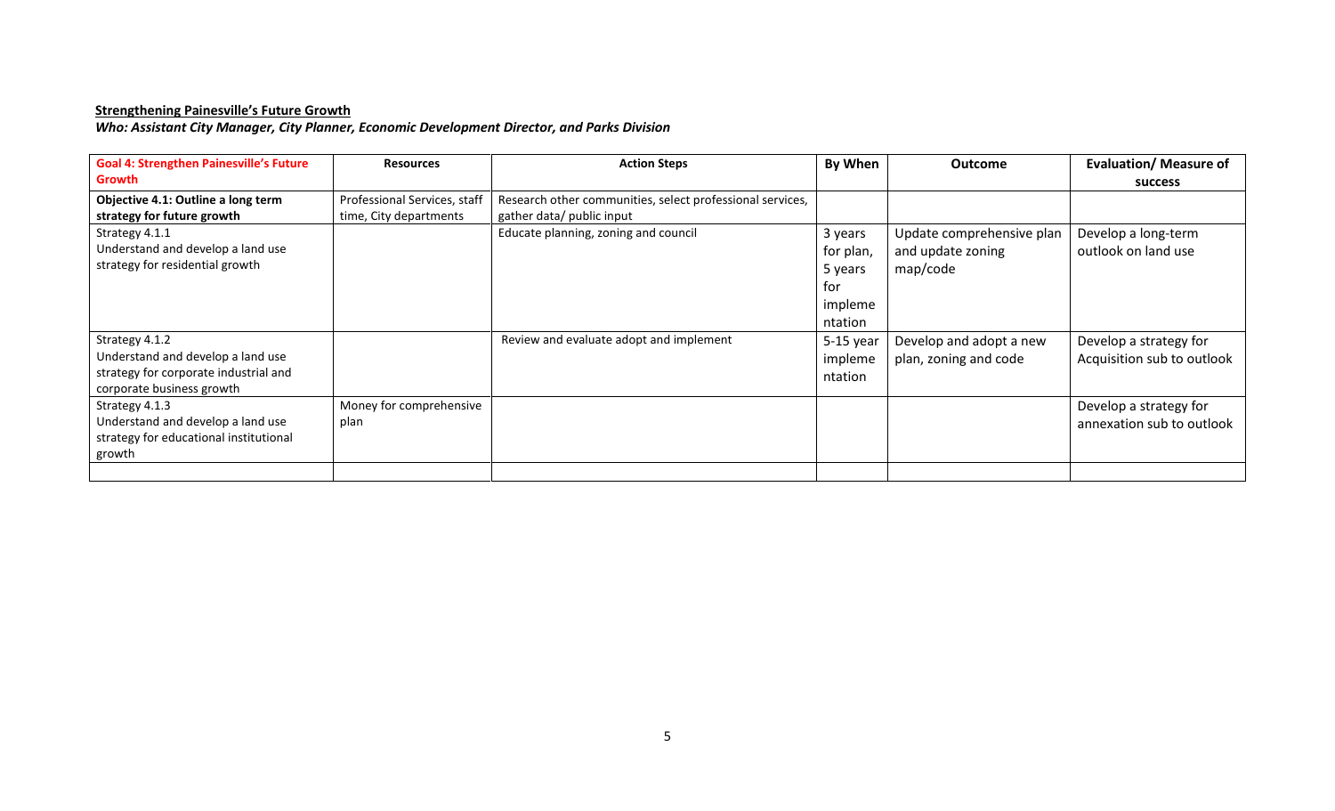**Strengthening Painesville's Future Growth**

***Who: Assistant City Manager, City Planner, Economic Development Director, and Parks Division***

| Goal 4: Strengthen Painesville's Future Growth | Resources | Action Steps | By When | Outcome | Evaluation/ Measure of success |
|---|---|---|---|---|---|
| **Objective 4.1: Outline a long term strategy for future growth** | Professional Services, staff time, City departments | Research other communities, select professional services, gather data/ public input | | | |
| Strategy 4.1.1 Understand and develop a land use strategy for residential growth | | Educate planning, zoning and council | 3 years for plan, 5 years for implementation | Update comprehensive plan and update zoning map/code | Develop a long-term outlook on land use |
| Strategy 4.1.2 Understand and develop a land use strategy for corporate industrial and corporate business growth | | Review and evaluate adopt and implement | 5-15 year implementation | Develop and adopt a new plan, zoning and code | Develop a strategy for Acquisition sub to outlook |
| Strategy 4.1.3 Understand and develop a land use strategy for educational institutional growth | Money for comprehensive plan | | | | Develop a strategy for annexation sub to outlook |
| | | | | | |